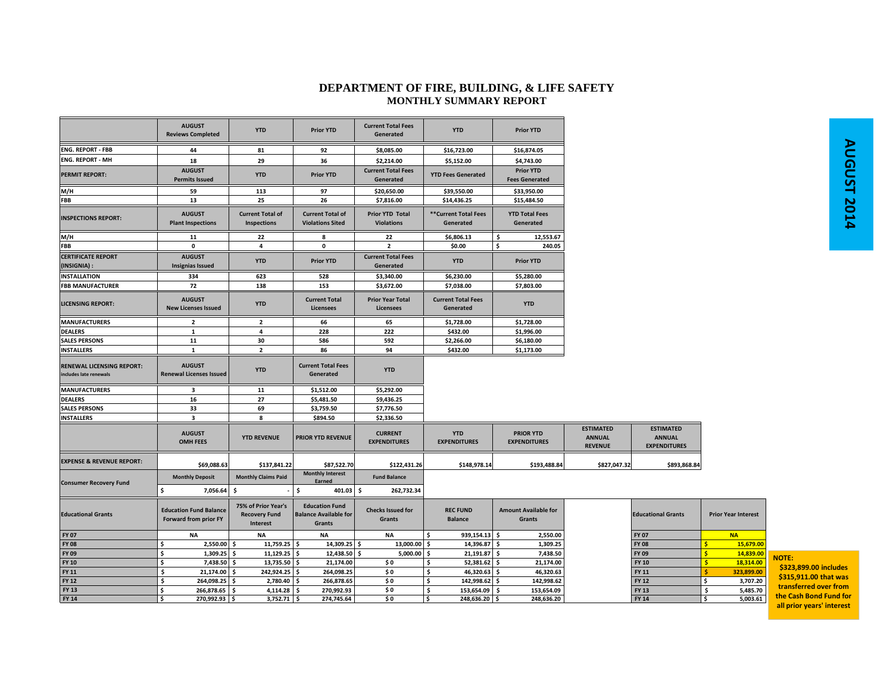# DEPARTMENT OF FIRE, BUILDING, & LIFE SAFETY
## MONTHLY SUMMARY REPORT

**AUGUST 2014**

| | AUGUST Reviews Completed | YTD | Prior YTD | Current Total Fees Generated | YTD | Prior YTD |
|---|---|---|---|---|---|---|
| ENG. REPORT - FBB | 44 | 81 | 92 | $8,085.00 | $16,723.00 | $16,874.05 |
| ENG. REPORT - MH | 18 | 29 | 36 | $2,214.00 | $5,152.00 | $4,743.00 |
| **PERMIT REPORT:** | **AUGUST Permits Issued** | **YTD** | **Prior YTD** | **Current Total Fees Generated** | **YTD Fees Generated** | **Prior YTD Fees Generated** |
| M/H | 59 | 113 | 97 | $20,650.00 | $39,550.00 | $33,950.00 |
| FBB | 13 | 25 | 26 | $7,816.00 | $14,436.25 | $15,484.50 |
| **INSPECTIONS REPORT:** | **AUGUST Plant Inspections** | **Current Total of Inspections** | **Current Total of Violations Sited** | **Prior YTD Total Violations** | **\*\*Current Total Fees Generated** | **YTD Total Fees Generated** |
| M/H | 11 | 22 | 8 | 22 | $6,806.13 | $ 12,553.67 |
| FBB | 0 | 4 | 0 | 2 | $0.00 | $ 240.05 |
| **CERTIFICATE REPORT (INSIGNIA) :** | **AUGUST Insignias Issued** | **YTD** | **Prior YTD** | **Current Total Fees Generated** | **YTD** | **Prior YTD** |
| INSTALLATION | 334 | 623 | 528 | $3,340.00 | $6,230.00 | $5,280.00 |
| FBB MANUFACTURER | 72 | 138 | 153 | $3,672.00 | $7,038.00 | $7,803.00 |
| **LICENSING REPORT:** | **AUGUST New Licenses Issued** | **YTD** | **Current Total Licensees** | **Prior Year Total Licensees** | **Current Total Fees Generated** | **YTD** |
| MANUFACTURERS | 2 | 2 | 66 | 65 | $1,728.00 | $1,728.00 |
| DEALERS | 1 | 4 | 228 | 222 | $432.00 | $1,996.00 |
| SALES PERSONS | 11 | 30 | 586 | 592 | $2,266.00 | $6,180.00 |
| INSTALLERS | 1 | 2 | 86 | 94 | $432.00 | $1,173.00 |

| RENEWAL LICENSING REPORT: includes late renewals | AUGUST Renewal Licenses Issued | YTD | Current Total Fees Generated | YTD |
|---|---|---|---|---|
| MANUFACTURERS | 3 | 11 | $1,512.00 | $5,292.00 |
| DEALERS | 16 | 27 | $5,481.50 | $9,436.25 |
| SALES PERSONS | 33 | 69 | $3,759.50 | $7,776.50 |
| INSTALLERS | 3 | 8 | $894.50 | $2,336.50 |

| | AUGUST OMH FEES | YTD REVENUE | PRIOR YTD REVENUE | CURRENT EXPENDITURES | YTD EXPENDITURES | PRIOR YTD EXPENDITURES | ESTIMATED ANNUAL REVENUE | ESTIMATED ANNUAL EXPENDITURES |
|---|---|---|---|---|---|---|---|---|
| EXPENSE & REVENUE REPORT: | $69,088.63 | $137,841.22 | $87,522.70 | $122,431.26 | $148,978.14 | $193,488.84 | $827,047.32 | $893,868.84 |

| | Monthly Deposit | Monthly Claims Paid | Monthly Interest Earned | Fund Balance |
|---|---|---|---|---|
| Consumer Recovery Fund | $ 7,056.64 | $ - | $ 401.03 | $ 262,732.34 |

| Educational Grants | Education Fund Balance Forward from prior FY | 75% of Prior Year's Recovery Fund Interest | Education Fund Balance Available for Grants | Checks Issued for Grants | REC FUND Balance | Amount Available for Grants |
|---|---|---|---|---|---|---|
| FY 07 | NA | NA | NA | NA | $ 939,154.13 | $ 2,550.00 |
| FY 08 | $ 2,550.00 | $ 11,759.25 | $ 14,309.25 | $ 13,000.00 | $ 14,396.87 | $ 1,309.25 |
| FY 09 | $ 1,309.25 | $ 11,129.25 | $ 12,438.50 | $ 5,000.00 | $ 21,191.87 | $ 7,438.50 |
| FY 10 | $ 7,438.50 | $ 13,735.50 | $ 21,174.00 | $ 0 | $ 52,381.62 | $ 21,174.00 |
| FY 11 | $ 21,174.00 | $ 242,924.25 | $ 264,098.25 | $ 0 | $ 46,320.63 | $ 46,320.63 |
| FY 12 | $ 264,098.25 | $ 2,780.40 | $ 266,878.65 | $ 0 | $ 142,998.62 | $ 142,998.62 |
| FY 13 | $ 266,878.65 | $ 4,114.28 | $ 270,992.93 | $ 0 | $ 153,654.09 | $ 153,654.09 |
| FY 14 | $ 270,992.93 | $ 3,752.71 | $ 274,745.64 | $ 0 | $ 248,636.20 | $ 248,636.20 |

| Educational Grants | Prior Year Interest |
|---|---|
| FY 07 | NA |
| FY 08 | $ 15,679.00 |
| FY 09 | $ 14,839.00 |
| FY 10 | $ 18,314.00 |
| FY 11 | $ 323,899.00 |
| FY 12 | $ 3,707.20 |
| FY 13 | $ 5,485.70 |
| FY 14 | $ 5,003.61 |

**NOTE:** $323,899.00 includes $315,911.00 that was transferred over from the Cash Bond Fund for all prior years' interest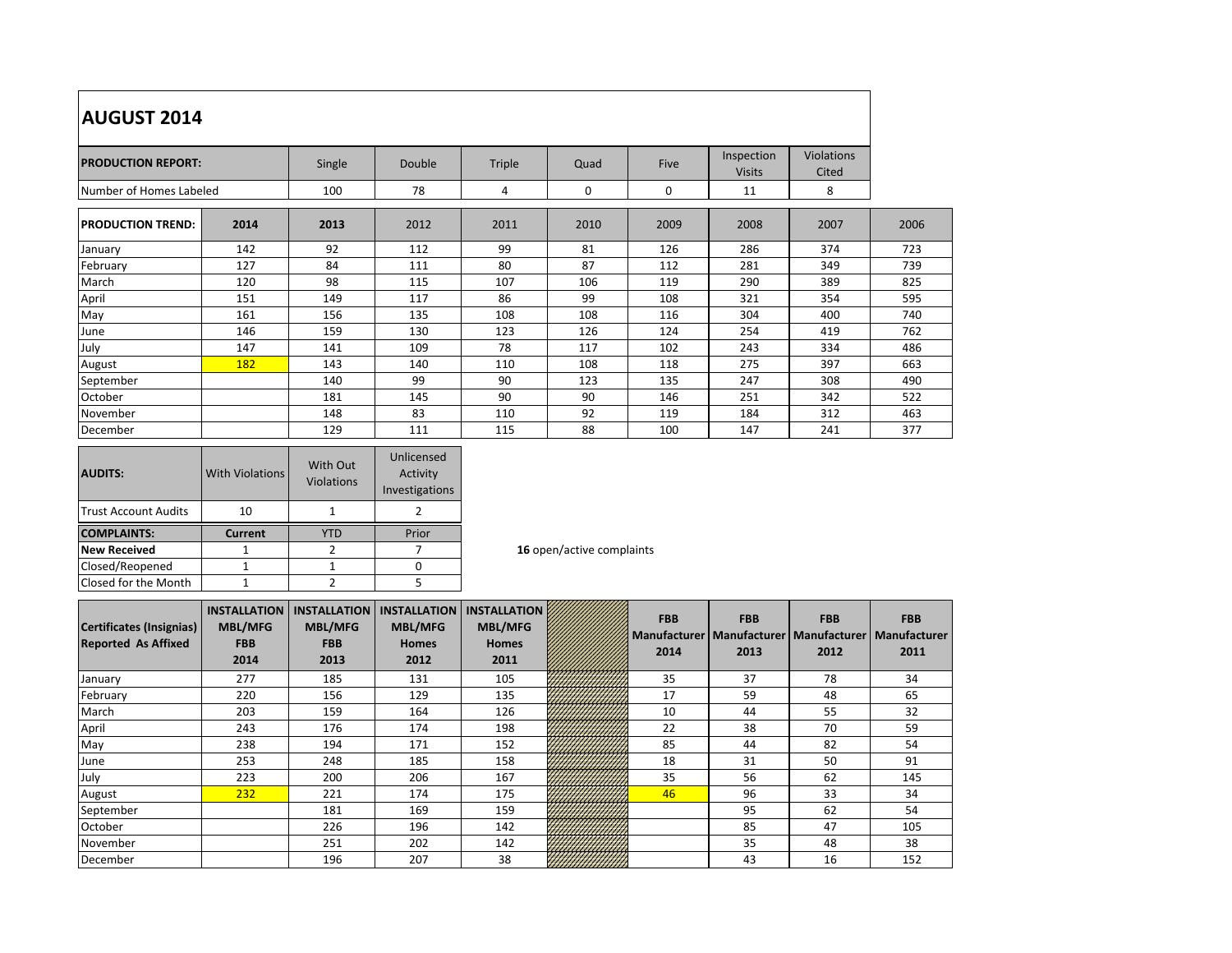# AUGUST 2014

| PRODUCTION REPORT: | Single | Double | Triple | Quad | Five | Inspection Visits | Violations Cited |
|---|---|---|---|---|---|---|---|
| Number of Homes Labeled | 100 | 78 | 4 | 0 | 0 | 11 | 8 |

| PRODUCTION TREND: | 2014 | 2013 | 2012 | 2011 | 2010 | 2009 | 2008 | 2007 | 2006 |
|---|---|---|---|---|---|---|---|---|---|
| January | 142 | 92 | 112 | 99 | 81 | 126 | 286 | 374 | 723 |
| February | 127 | 84 | 111 | 80 | 87 | 112 | 281 | 349 | 739 |
| March | 120 | 98 | 115 | 107 | 106 | 119 | 290 | 389 | 825 |
| April | 151 | 149 | 117 | 86 | 99 | 108 | 321 | 354 | 595 |
| May | 161 | 156 | 135 | 108 | 108 | 116 | 304 | 400 | 740 |
| June | 146 | 159 | 130 | 123 | 126 | 124 | 254 | 419 | 762 |
| July | 147 | 141 | 109 | 78 | 117 | 102 | 243 | 334 | 486 |
| August | 182 | 143 | 140 | 110 | 108 | 118 | 275 | 397 | 663 |
| September | | 140 | 99 | 90 | 123 | 135 | 247 | 308 | 490 |
| October | | 181 | 145 | 90 | 90 | 146 | 251 | 342 | 522 |
| November | | 148 | 83 | 110 | 92 | 119 | 184 | 312 | 463 |
| December | | 129 | 111 | 115 | 88 | 100 | 147 | 241 | 377 |

| AUDITS: | With Violations | With Out Violations | Unlicensed Activity Investigations |
|---|---|---|---|
| Trust Account Audits | 10 | 1 | 2 |
| **COMPLAINTS:** | **Current** | YTD | Prior |
| **New Received** | 1 | 2 | 7 |
| Closed/Reopened | 1 | 1 | 0 |
| Closed for the Month | 1 | 2 | 5 |

**16** open/active complaints

| Certificates (Insignias) Reported As Affixed | INSTALLATION MBL/MFG FBB 2014 | INSTALLATION MBL/MFG FBB 2013 | INSTALLATION MBL/MFG Homes 2012 | INSTALLATION MBL/MFG Homes 2011 | | FBB Manufacturer 2014 | FBB Manufacturer 2013 | FBB Manufacturer 2012 | FBB Manufacturer 2011 |
|---|---|---|---|---|---|---|---|---|---|
| January | 277 | 185 | 131 | 105 | | 35 | 37 | 78 | 34 |
| February | 220 | 156 | 129 | 135 | | 17 | 59 | 48 | 65 |
| March | 203 | 159 | 164 | 126 | | 10 | 44 | 55 | 32 |
| April | 243 | 176 | 174 | 198 | | 22 | 38 | 70 | 59 |
| May | 238 | 194 | 171 | 152 | | 85 | 44 | 82 | 54 |
| June | 253 | 248 | 185 | 158 | | 18 | 31 | 50 | 91 |
| July | 223 | 200 | 206 | 167 | | 35 | 56 | 62 | 145 |
| August | 232 | 221 | 174 | 175 | | 46 | 96 | 33 | 34 |
| September | | 181 | 169 | 159 | | | 95 | 62 | 54 |
| October | | 226 | 196 | 142 | | | 85 | 47 | 105 |
| November | | 251 | 202 | 142 | | | 35 | 48 | 38 |
| December | | 196 | 207 | 38 | | | 43 | 16 | 152 |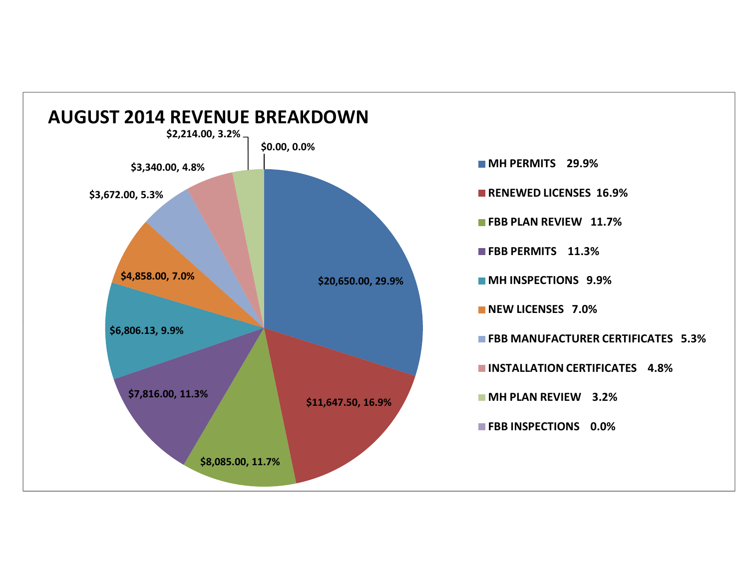# AUGUST 2014 REVENUE BREAKDOWN

| Category | Amount | Percentage |
|---|---|---|
| MH PERMITS | $20,650.00 | 29.9% |
| RENEWED LICENSES | $11,647.50 | 16.9% |
| FBB PLAN REVIEW | $8,085.00 | 11.7% |
| FBB PERMITS | $7,816.00 | 11.3% |
| MH INSPECTIONS | $6,806.13 | 9.9% |
| NEW LICENSES | $4,858.00 | 7.0% |
| FBB MANUFACTURER CERTIFICATES | $3,672.00 | 5.3% |
| INSTALLATION CERTIFICATES | $3,340.00 | 4.8% |
| MH PLAN REVIEW | $2,214.00 | 3.2% |
| FBB INSPECTIONS | $0.00 | 0.0% |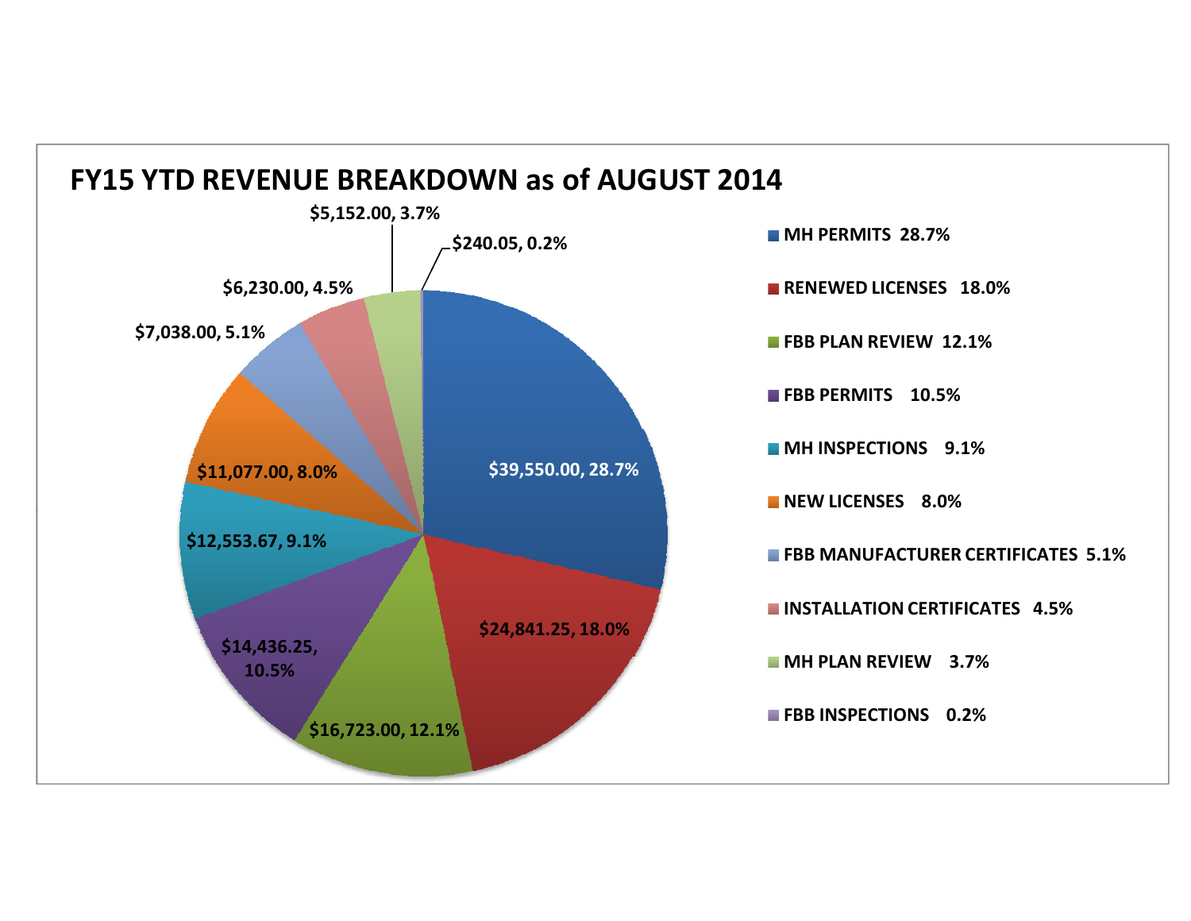# FY15 YTD REVENUE BREAKDOWN as of AUGUST 2014

| Category | Amount | Percent |
|---|---|---|
| MH PERMITS | $39,550.00 | 28.7% |
| RENEWED LICENSES | $24,841.25 | 18.0% |
| FBB PLAN REVIEW | $16,723.00 | 12.1% |
| FBB PERMITS | $14,436.25 | 10.5% |
| MH INSPECTIONS | $12,553.67 | 9.1% |
| NEW LICENSES | $11,077.00 | 8.0% |
| FBB MANUFACTURER CERTIFICATES | $7,038.00 | 5.1% |
| INSTALLATION CERTIFICATES | $6,230.00 | 4.5% |
| MH PLAN REVIEW | $5,152.00 | 3.7% |
| FBB INSPECTIONS | $240.05 | 0.2% |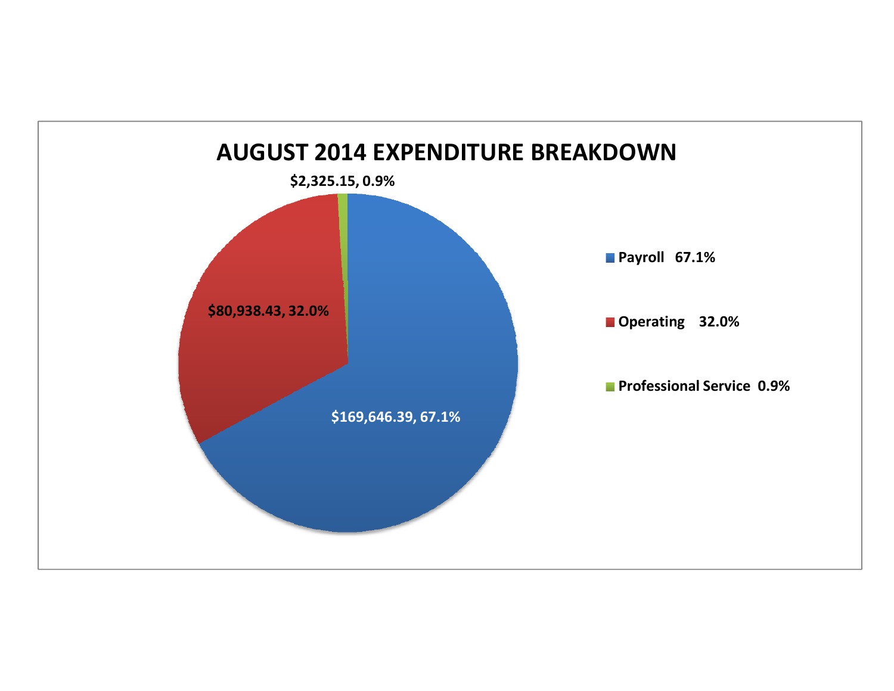# AUGUST 2014 EXPENDITURE BREAKDOWN

$2,325.15, 0.9%

$80,938.43, 32.0%

$169,646.39, 67.1%

Payroll 67.1%

Operating 32.0%

Professional Service 0.9%